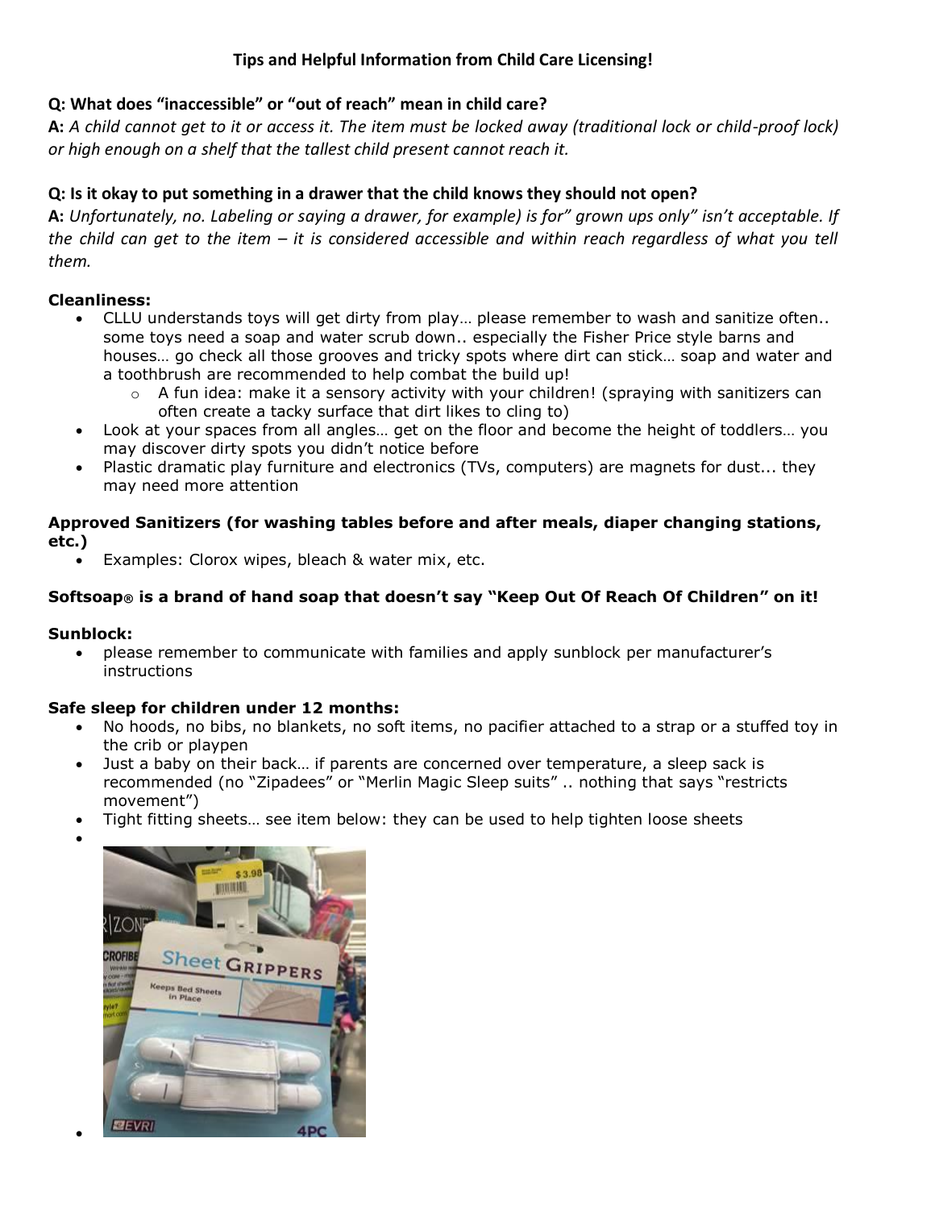## Tips and Helpful Information from Child Care Licensing!

**Q: What does "inaccessible" or "out of reach" mean in child care?**

**A:** *A child cannot get to it or access it. The item must be locked away (traditional lock or child-proof lock) or high enough on a shelf that the tallest child present cannot reach it.*

**Q: Is it okay to put something in a drawer that the child knows they should not open?**

**A:** *Unfortunately, no. Labeling or saying a drawer, for example) is for" grown ups only" isn't acceptable. If the child can get to the item – it is considered accessible and within reach regardless of what you tell them.*

**Cleanliness:**

- CLLU understands toys will get dirty from play… please remember to wash and sanitize often.. some toys need a soap and water scrub down.. especially the Fisher Price style barns and houses… go check all those grooves and tricky spots where dirt can stick… soap and water and a toothbrush are recommended to help combat the build up!
  - A fun idea: make it a sensory activity with your children! (spraying with sanitizers can often create a tacky surface that dirt likes to cling to)
- Look at your spaces from all angles… get on the floor and become the height of toddlers… you may discover dirty spots you didn't notice before
- Plastic dramatic play furniture and electronics (TVs, computers) are magnets for dust... they may need more attention

**Approved Sanitizers (for washing tables before and after meals, diaper changing stations, etc.)**

- Examples: Clorox wipes, bleach & water mix, etc.

**Softsoap® is a brand of hand soap that doesn't say "Keep Out Of Reach Of Children" on it!**

**Sunblock:**

- please remember to communicate with families and apply sunblock per manufacturer's instructions

**Safe sleep for children under 12 months:**

- No hoods, no bibs, no blankets, no soft items, no pacifier attached to a strap or a stuffed toy in the crib or playpen
- Just a baby on their back… if parents are concerned over temperature, a sleep sack is recommended (no "Zipadees" or "Merlin Magic Sleep suits" .. nothing that says "restricts movement")
- Tight fitting sheets… see item below: they can be used to help tighten loose sheets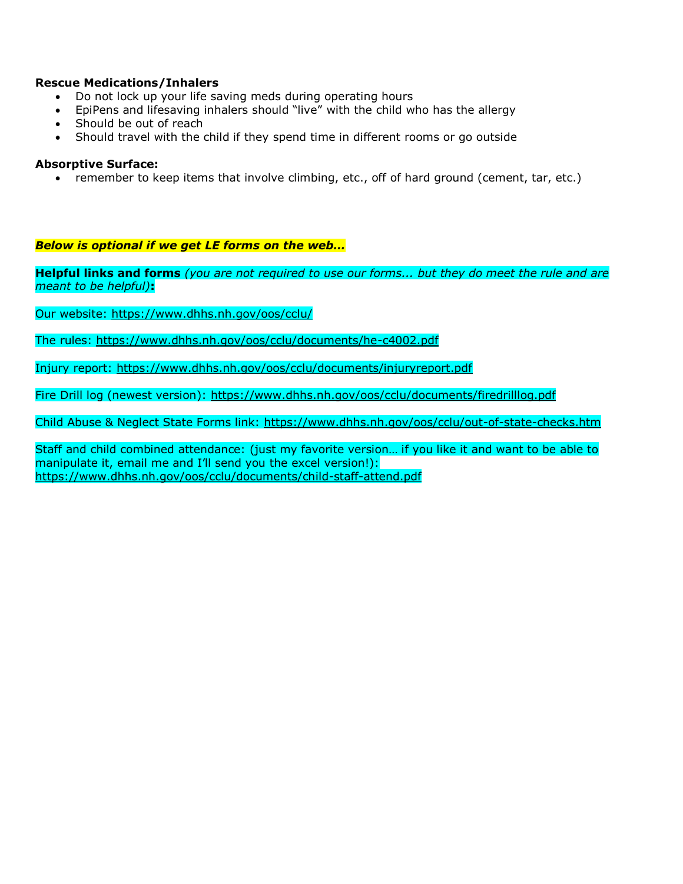**Rescue Medications/Inhalers**

- Do not lock up your life saving meds during operating hours
- EpiPens and lifesaving inhalers should “live” with the child who has the allergy
- Should be out of reach
- Should travel with the child if they spend time in different rooms or go outside

**Absorptive Surface:**

- remember to keep items that involve climbing, etc., off of hard ground (cement, tar, etc.)

***Below is optional if we get LE forms on the web…***

**Helpful links and forms** *(you are not required to use our forms... but they do meet the rule and are meant to be helpful)***:**

Our website: https://www.dhhs.nh.gov/oos/cclu/

The rules: https://www.dhhs.nh.gov/oos/cclu/documents/he-c4002.pdf

Injury report: https://www.dhhs.nh.gov/oos/cclu/documents/injuryreport.pdf

Fire Drill log (newest version): https://www.dhhs.nh.gov/oos/cclu/documents/firedrilllog.pdf

Child Abuse & Neglect State Forms link: https://www.dhhs.nh.gov/oos/cclu/out-of-state-checks.htm

Staff and child combined attendance: (just my favorite version… if you like it and want to be able to manipulate it, email me and I’ll send you the excel version!): https://www.dhhs.nh.gov/oos/cclu/documents/child-staff-attend.pdf